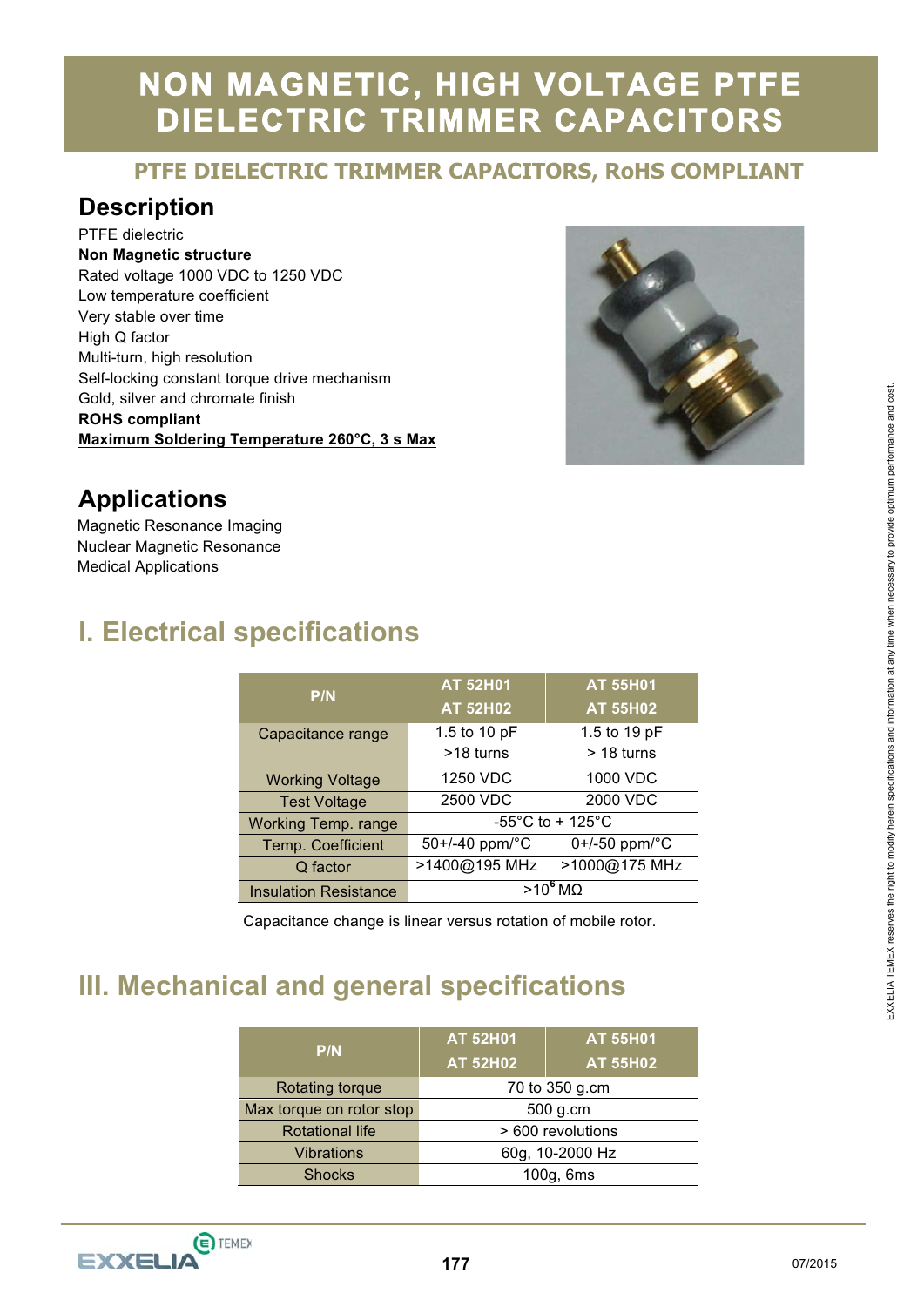# NON MAGNETIC, HIGH VOLTAGE PTFE DIELECTRIC TRIMMER CAPACITORS

## PTFE DIELECTRIC TRIMMER CAPACITORS, RoHS COMPLIANT

## Description

PTFE dielectric
**Non Magnetic structure**
Rated voltage 1000 VDC to 1250 VDC
Low temperature coefficient
Very stable over time
High Q factor
Multi-turn, high resolution
Self-locking constant torque drive mechanism
Gold, silver and chromate finish
**ROHS compliant**
**Maximum Soldering Temperature 260°C, 3 s Max**

## Applications

Magnetic Resonance Imaging
Nuclear Magnetic Resonance
Medical Applications

## I. Electrical specifications

| P/N | AT 52H01<br>AT 52H02 | AT 55H01<br>AT 55H02 |
|---|---|---|
| Capacitance range | 1.5 to 10 pF<br>>18 turns | 1.5 to 19 pF<br>> 18 turns |
| Working Voltage | 1250 VDC | 1000 VDC |
| Test Voltage | 2500 VDC | 2000 VDC |
| Working Temp. range | -55°C to + 125°C | |
| Temp. Coefficient | 50+/-40 ppm/°C | 0+/-50 ppm/°C |
| Q factor | >1400@195 MHz | >1000@175 MHz |
| Insulation Resistance | $>10^6$ MΩ | |

Capacitance change is linear versus rotation of mobile rotor.

## III. Mechanical and general specifications

| P/N | AT 52H01<br>AT 52H02 | AT 55H01<br>AT 55H02 |
|---|---|---|
| Rotating torque | 70 to 350 g.cm | |
| Max torque on rotor stop | 500 g.cm | |
| Rotational life | > 600 revolutions | |
| Vibrations | 60g, 10-2000 Hz | |
| Shocks | 100g, 6ms | |

EXXELIA TEMEX reserves the right to modify herein specifications and information at any time when necessary to provide optimum performance and cost.

07/2015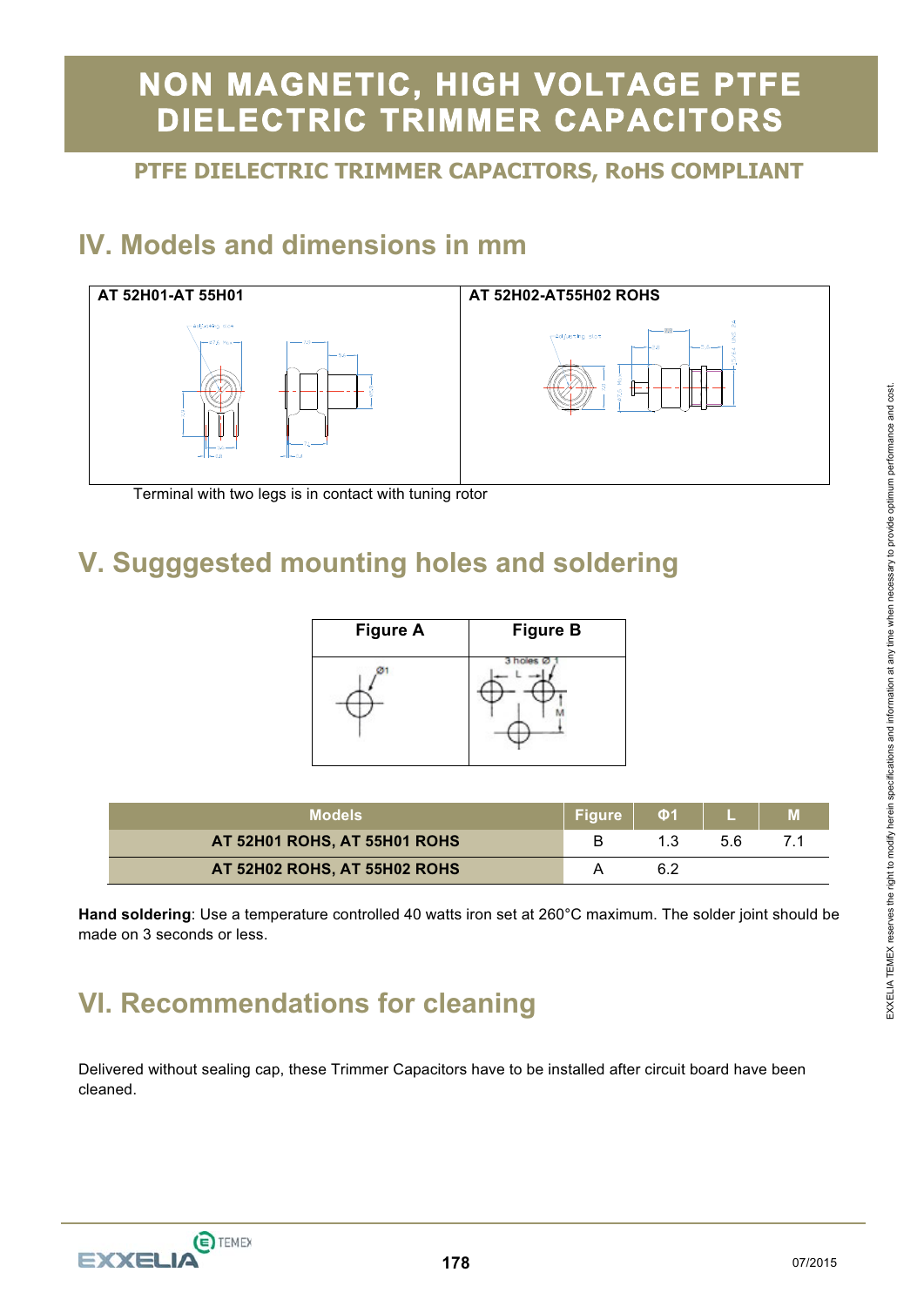# NON MAGNETIC, HIGH VOLTAGE PTFE DIELECTRIC TRIMMER CAPACITORS

## PTFE DIELECTRIC TRIMMER CAPACITORS, RoHS COMPLIANT

## IV. Models and dimensions in mm

| AT 52H01-AT 55H01 | AT 52H02-AT55H02 ROHS |
|---|---|
| | |

Terminal with two legs is in contact with tuning rotor

## V. Sugggested mounting holes and soldering

| Figure A | Figure B |
|---|---|
| Ø1 | 3 holes Ø 1, L, M |

| Models | Figure | Φ1 | L | M |
|---|---|---|---|---|
| AT 52H01 ROHS, AT 55H01 ROHS | B | 1.3 | 5.6 | 7.1 |
| AT 52H02 ROHS, AT 55H02 ROHS | A | 6.2 | | |

**Hand soldering**: Use a temperature controlled 40 watts iron set at 260°C maximum. The solder joint should be made on 3 seconds or less.

## VI. Recommendations for cleaning

Delivered without sealing cap, these Trimmer Capacitors have to be installed after circuit board have been cleaned.

EXXELIA TEMEX reserves the right to modify herein specifications and information at any time when necessary to provide optimum performance and cost.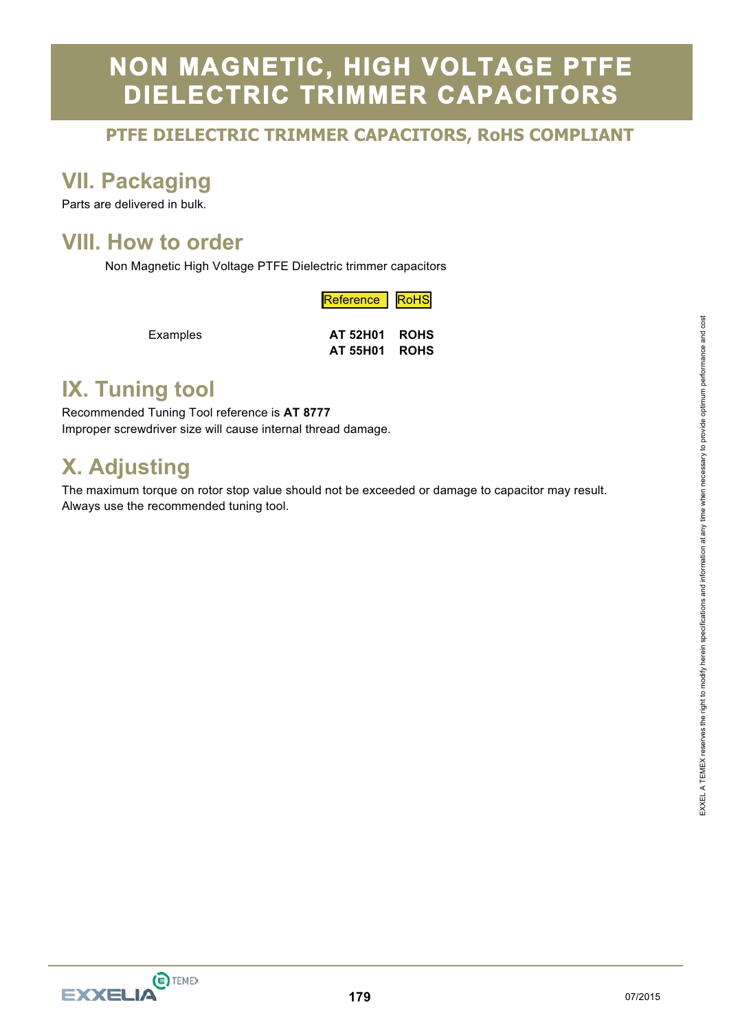# NON MAGNETIC, HIGH VOLTAGE PTFE DIELECTRIC TRIMMER CAPACITORS

## PTFE DIELECTRIC TRIMMER CAPACITORS, RoHS COMPLIANT

## VII. Packaging

Parts are delivered in bulk.

## VIII. How to order

Non Magnetic High Voltage PTFE Dielectric trimmer capacitors

| | Reference | RoHS |
|---|---|---|
| Examples | **AT 52H01** | **ROHS** |
| | **AT 55H01** | **ROHS** |

## IX. Tuning tool

Recommended Tuning Tool reference is **AT 8777**

Improper screwdriver size will cause internal thread damage.

## X. Adjusting

The maximum torque on rotor stop value should not be exceeded or damage to capacitor may result.

Always use the recommended tuning tool.

EXXEL A TEMEX reserves the right to modify herein specifications and information at any time when necessary to provide optimum performance and cost

07/2015